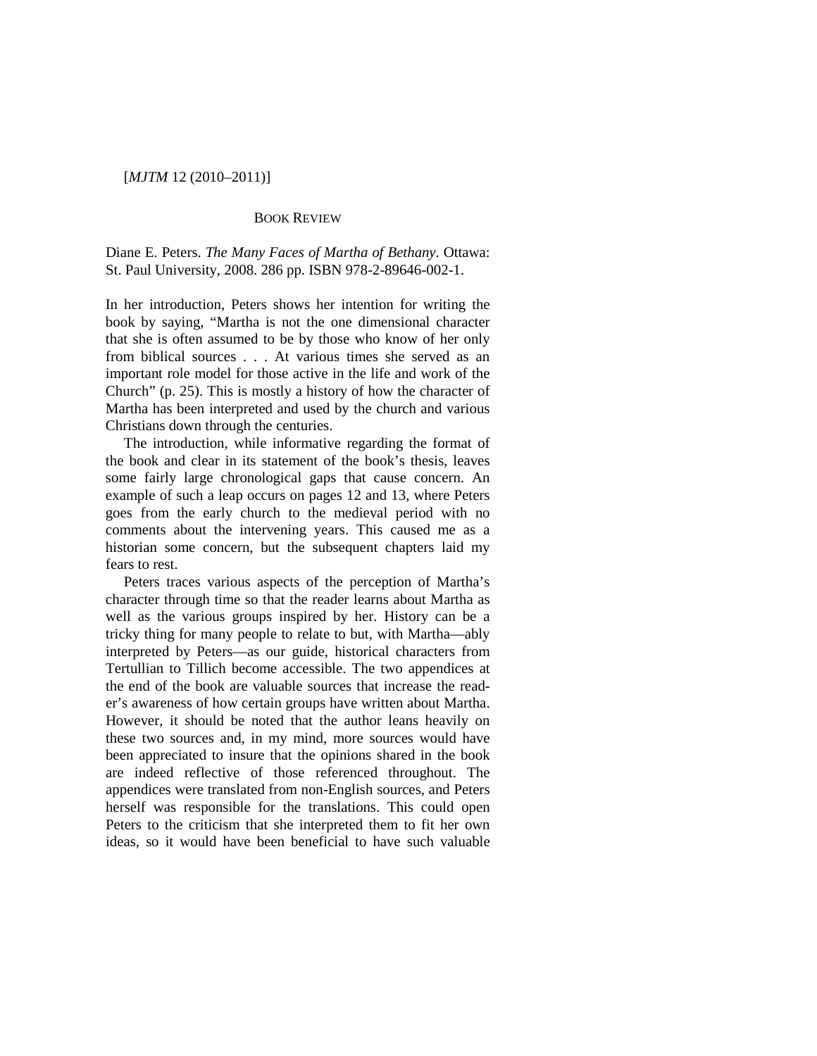## BOOK REVIEW

Diane E. Peters. *The Many Faces of Martha of Bethany*. Ottawa: St. Paul University, 2008. 286 pp. ISBN 978-2-89646-002-1.

In her introduction, Peters shows her intention for writing the book by saying, "Martha is not the one dimensional character that she is often assumed to be by those who know of her only from biblical sources . . . At various times she served as an important role model for those active in the life and work of the Church" (p. 25). This is mostly a history of how the character of Martha has been interpreted and used by the church and various Christians down through the centuries.

The introduction, while informative regarding the format of the book and clear in its statement of the book's thesis, leaves some fairly large chronological gaps that cause concern. An example of such a leap occurs on pages 12 and 13, where Peters goes from the early church to the medieval period with no comments about the intervening years. This caused me as a historian some concern, but the subsequent chapters laid my fears to rest.

Peters traces various aspects of the perception of Martha's character through time so that the reader learns about Martha as well as the various groups inspired by her. History can be a tricky thing for many people to relate to but, with Martha—ably interpreted by Peters—as our guide, historical characters from Tertullian to Tillich become accessible. The two appendices at the end of the book are valuable sources that increase the reader's awareness of how certain groups have written about Martha. However, it should be noted that the author leans heavily on these two sources and, in my mind, more sources would have been appreciated to insure that the opinions shared in the book are indeed reflective of those referenced throughout. The appendices were translated from non-English sources, and Peters herself was responsible for the translations. This could open Peters to the criticism that she interpreted them to fit her own ideas, so it would have been beneficial to have such valuable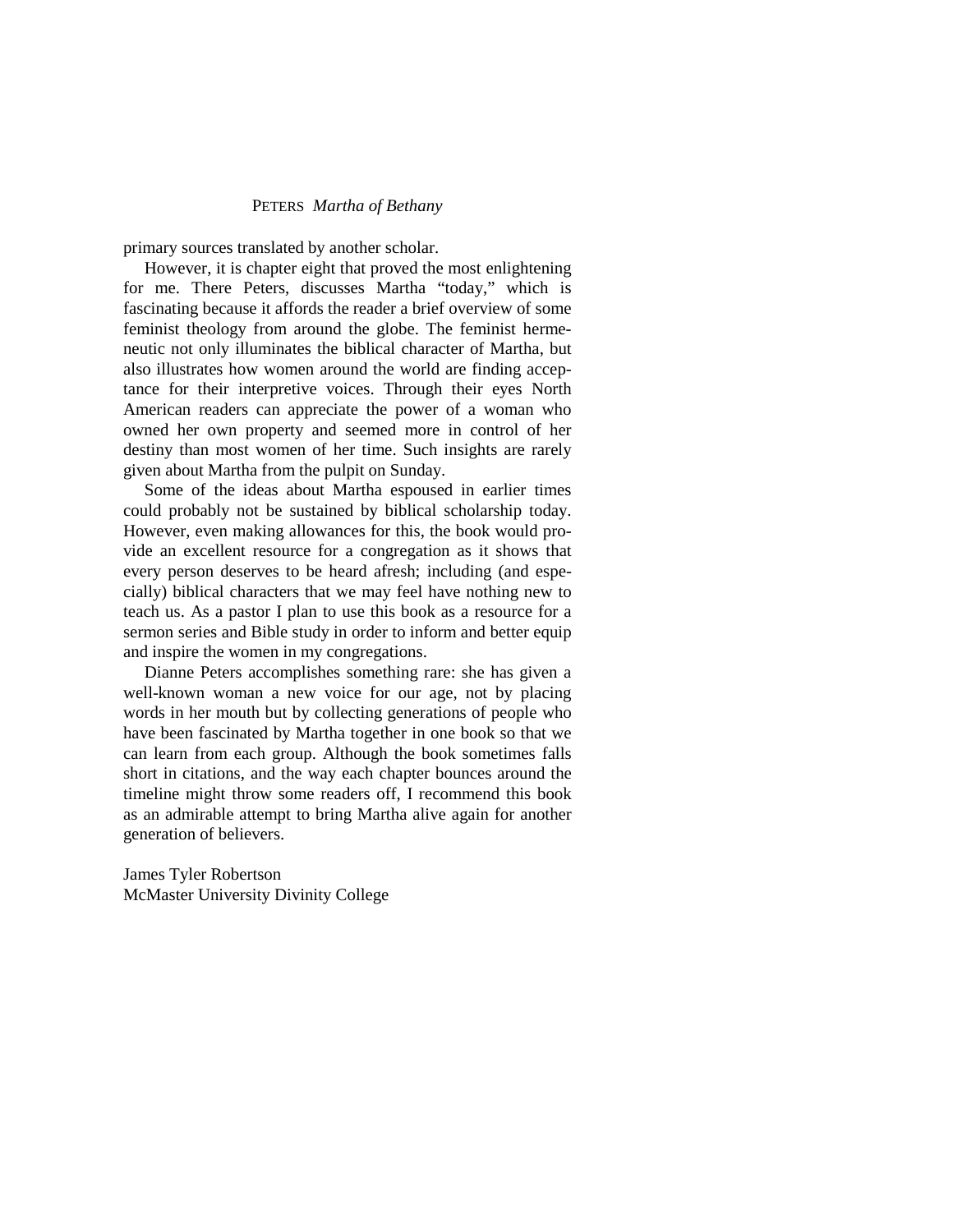primary sources translated by another scholar.

However, it is chapter eight that proved the most enlightening for me. There Peters, discusses Martha "today," which is fascinating because it affords the reader a brief overview of some feminist theology from around the globe. The feminist hermeneutic not only illuminates the biblical character of Martha, but also illustrates how women around the world are finding acceptance for their interpretive voices. Through their eyes North American readers can appreciate the power of a woman who owned her own property and seemed more in control of her destiny than most women of her time. Such insights are rarely given about Martha from the pulpit on Sunday.

Some of the ideas about Martha espoused in earlier times could probably not be sustained by biblical scholarship today. However, even making allowances for this, the book would provide an excellent resource for a congregation as it shows that every person deserves to be heard afresh; including (and especially) biblical characters that we may feel have nothing new to teach us. As a pastor I plan to use this book as a resource for a sermon series and Bible study in order to inform and better equip and inspire the women in my congregations.

Dianne Peters accomplishes something rare: she has given a well-known woman a new voice for our age, not by placing words in her mouth but by collecting generations of people who have been fascinated by Martha together in one book so that we can learn from each group. Although the book sometimes falls short in citations, and the way each chapter bounces around the timeline might throw some readers off, I recommend this book as an admirable attempt to bring Martha alive again for another generation of believers.

James Tyler Robertson
McMaster University Divinity College